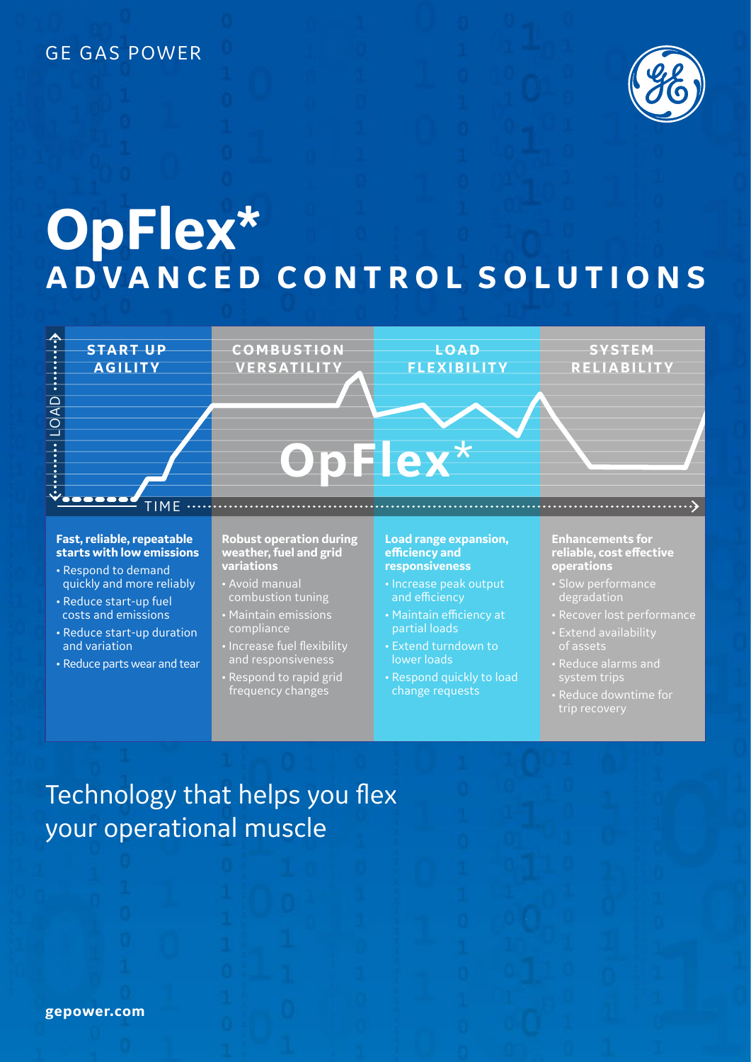GE GAS POWER

# OpFlex*

## ADVANCED CONTROL SOLUTIONS

### START UP AGILITY

**Fast, reliable, repeatable starts with low emissions**

- Respond to demand quickly and more reliably
- Reduce start-up fuel costs and emissions
- Reduce start-up duration and variation
- Reduce parts wear and tear

### COMBUSTION VERSATILITY

**Robust operation during weather, fuel and grid variations**

- Avoid manual combustion tuning
- Maintain emissions compliance
- Increase fuel flexibility and responsiveness
- Respond to rapid grid frequency changes

### LOAD FLEXIBILITY

**Load range expansion, efficiency and responsiveness**

- Increase peak output and efficiency
- Maintain efficiency at partial loads
- Extend turndown to lower loads
- Respond quickly to load change requests

### SYSTEM RELIABILITY

**Enhancements for reliable, cost effective operations**

- Slow performance degradation
- Recover lost performance
- Extend availability of assets
- Reduce alarms and system trips
- Reduce downtime for trip recovery

Technology that helps you flex your operational muscle

gepower.com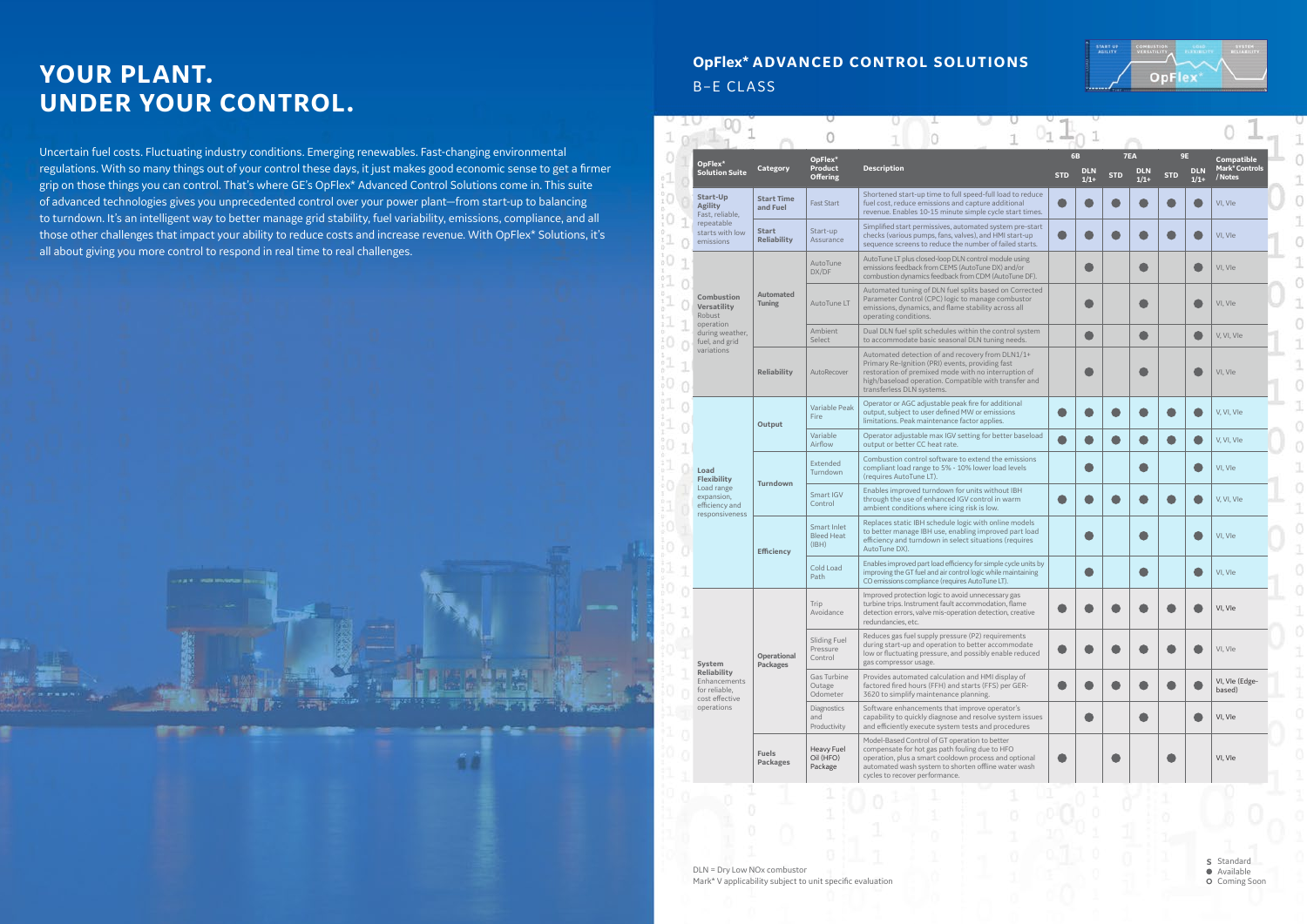# YOUR PLANT. UNDER YOUR CONTROL.

Uncertain fuel costs. Fluctuating industry conditions. Emerging renewables. Fast-changing environmental regulations. With so many things out of your control these days, it just makes good economic sense to get a firmer grip on those things you can control. That's where GE's OpFlex* Advanced Control Solutions come in. This suite of advanced technologies gives you unprecedented control over your power plant—from start-up to balancing to turndown. It's an intelligent way to better manage grid stability, fuel variability, emissions, compliance, and all those other challenges that impact your ability to reduce costs and increase revenue. With OpFlex* Solutions, it's all about giving you more control to respond in real time to real challenges.

## OpFlex* ADVANCED CONTROL SOLUTIONS

B–E CLASS

| OpFlex* Solution Suite | Category | OpFlex* Product Offering | Description | 6B | | 7EA | | 9E | | Compatible Mark* Controls / Notes |
|---|---|---|---|---|---|---|---|---|---|---|
| | | | | STD | DLN 1/1+ | STD | DLN 1/1+ | STD | DLN 1/1+ | |
| **Start-Up Agility** Fast, reliable, repeatable starts with low emissions | **Start Time and Fuel** | Fast Start | Shortened start-up time to full speed-full load to reduce fuel cost, reduce emissions and capture additional revenue. Enables 10-15 minute simple cycle start times. | ● | ● | ● | ● | ● | ● | VI, VIe |
| | **Start Reliability** | Start-up Assurance | Simplified start permissives, automated system pre-start checks (various pumps, fans, valves), and HMI start-up sequence screens to reduce the number of failed starts. | ● | ● | ● | ● | ● | ● | VI, VIe |
| **Combustion Versatility** Robust operation during weather, fuel, and grid variations | **Automated Tuning** | AutoTune DX/DF | AutoTune LT plus closed-loop DLN control module using emissions feedback from CEMS (AutoTune DX) and/or combustion dynamics feedback from CDM (AutoTune DF). | | ● | | ● | | ● | VI, VIe |
| | | AutoTune LT | Automated tuning of DLN fuel splits based on Corrected Parameter Control (CPC) logic to manage combustor emissions, dynamics, and flame stability across all operating conditions. | | ● | | ● | | ● | VI, VIe |
| | | Ambient Select | Dual DLN fuel split schedules within the control system to accommodate basic seasonal DLN tuning needs. | | ● | | ● | | ● | V, VI, VIe |
| | **Reliability** | AutoRecover | Automated detection of and recovery from DLN1/1+ Primary Re-Ignition (PRI) events, providing fast restoration of premixed mode with no interruption of high/baseload operation. Compatible with transfer and transferless DLN systems. | | ● | | ● | | ● | VI, VIe |
| **Load Flexibility** Load range expansion, efficiency and responsiveness | **Output** | Variable Peak Fire | Operator or AGC adjustable peak fire for additional output, subject to user defined MW or emissions limitations. Peak maintenance factor applies. | ● | ● | ● | ● | ● | ● | V, VI, VIe |
| | | Variable Airflow | Operator adjustable max IGV setting for better baseload output or better CC heat rate. | ● | ● | ● | ● | ● | ● | V, VI, VIe |
| | **Turndown** | Extended Turndown | Combustion control software to extend the emissions compliant load range to 5% - 10% lower load levels (requires AutoTune LT). | | ● | | ● | | ● | VI, VIe |
| | | Smart IGV Control | Enables improved turndown for units without IBH through the use of enhanced IGV control in warm ambient conditions where icing risk is low. | ● | ● | ● | ● | ● | ● | V, VI, VIe |
| | **Efficiency** | Smart Inlet Bleed Heat (IBH) | Replaces static IBH schedule logic with online models to better manage IBH use, enabling improved part load efficiency and turndown in select situations (requires AutoTune DX). | | ● | | ● | | ● | VI, VIe |
| | | Cold Load Path | Enables improved part load efficiency for simple cycle units by improving the GT fuel and air control logic while maintaining CO emissions compliance (requires AutoTune LT). | | ● | | ● | | ● | VI, VIe |
| **System Reliability** Enhancements for reliable, cost effective operations | **Operational Packages** | Trip Avoidance | Improved protection logic to avoid unnecessary gas turbine trips. Instrument fault accommodation, flame detection errors, valve mis-operation detection, creative redundancies, etc. | ● | ● | ● | ● | ● | ● | VI, VIe |
| | | Sliding Fuel Pressure Control | Reduces gas fuel supply pressure (P2) requirements during start-up and operation to better accommodate low or fluctuating pressure, and possibly enable reduced gas compressor usage. | ● | ● | ● | ● | ● | ● | VI, VIe |
| | | Gas Turbine Outage Odometer | Provides automated calculation and HMI display of factored fired hours (FFH) and starts (FFS) per GER-3620 to simplify maintenance planning. | ● | ● | ● | ● | ● | ● | VI, VIe (Edge-based) |
| | | Diagnostics and Productivity | Software enhancements that improve operator's capability to quickly diagnose and resolve system issues and efficiently execute system tests and procedures | | ● | | ● | | ● | VI, VIe |
| | **Fuels Packages** | Heavy Fuel Oil (HFO) Package | Model-Based Control of GT operation to better compensate for hot gas path fouling due to HFO operation, plus a smart cooldown process and optional automated wash system to shorten offline water wash cycles to recover performance. | ● | | ● | | ● | | VI, VIe |

DLN = Dry Low NOx combustor
Mark* V applicability subject to unit specific evaluation

S Standard
● Available
O Coming Soon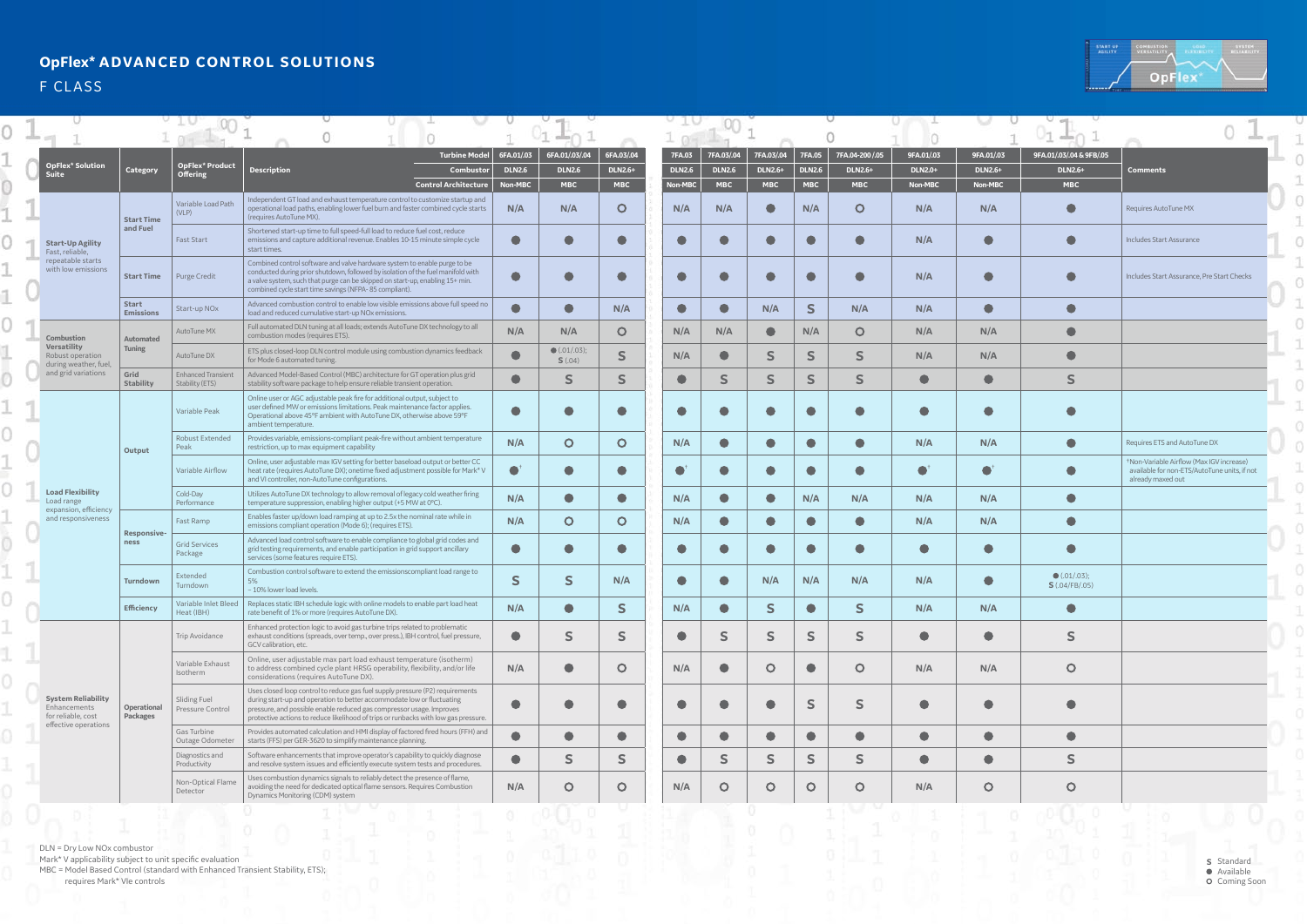# OpFlex* ADVANCED CONTROL SOLUTIONS

## F CLASS

| OpFlex* Solution Suite | Category | OpFlex* Product Offering | Description | 6FA.01/.03 | 6FA.01/.03/.04 | 6FA.03/.04 | 7FA.03 | 7FA.03/.04 | 7FA.03/.04 | 7FA.05 | 7FA.04-200 /.05 | 9FA.01/.03 | 9FA.01/.03 | 9FA.01/.03/.04 & 9FB/.05 | Comments |
|---|---|---|---|---|---|---|---|---|---|---|---|---|---|---|---|
| | | | **Combustor** | DLN2.6 | DLN2.6 | DLN2.6+ | DLN2.6 | DLN2.6 | DLN2.6+ | DLN2.6 | DLN2.6+ | DLN2.0+ | DLN2.6+ | DLN2.6+ | |
| | | | **Control Architecture** | Non-MBC | MBC | MBC | Non-MBC | MBC | MBC | MBC | MBC | Non-MBC | Non-MBC | MBC | |
| **Start-Up Agility** Fast, reliable, repeatable starts with low emissions | Start Time and Fuel | Variable Load Path (VLP) | Independent GT load and exhaust temperature control to customize startup and operational load paths, enabling lower fuel burn and faster combined cycle starts (requires AutoTune MX). | N/A | N/A | O | N/A | N/A | ● | N/A | O | N/A | N/A | ● | Requires AutoTune MX |
| | | Fast Start | Shortened start-up time to full speed-full load to reduce fuel cost, reduce emissions and capture additional revenue. Enables 10-15 minute simple cycle start times. | ● | ● | ● | ● | ● | ● | ● | ● | N/A | ● | ● | Includes Start Assurance |
| | Start Time | Purge Credit | Combined control software and valve hardware system to enable purge to be conducted during prior shutdown, followed by isolation of the fuel manifold with a valve system, such that purge can be skipped on start-up, enabling 15+ min. combined cycle start time savings (NFPA- 85 compliant). | ● | ● | ● | ● | ● | ● | ● | ● | N/A | ● | ● | Includes Start Assurance, Pre Start Checks |
| | Start Emissions | Start-up NOx | Advanced combustion control to enable low visible emissions above full speed no load and reduced cumulative start-up NOx emissions. | ● | ● | N/A | ● | ● | N/A | S | N/A | N/A | ● | ● | |
| **Combustion Versatility** Robust operation during weather, fuel, and grid variations | Automated Tuning | AutoTune MX | Full automated DLN tuning at all loads; extends AutoTune DX technology to all combustion modes (requires ETS). | N/A | N/A | O | N/A | N/A | ● | N/A | O | N/A | N/A | ● | |
| | | AutoTune DX | ETS plus closed-loop DLN control module using combustion dynamics feedback for Mode 6 automated tuning. | ● | ● (.01/.03); S (.04) | S | N/A | ● | S | S | S | N/A | N/A | ● | |
| | Grid Stability | Enhanced Transient Stability (ETS) | Advanced Model-Based Control (MBC) architecture for GT operation plus grid stability software package to help ensure reliable transient operation. | ● | S | S | ● | S | S | S | S | ● | ● | S | |
| **Load Flexibility** Load range expansion, efficiency and responsiveness | Output | Variable Peak | Online user or AGC adjustable peak fire for additional output, subject to user defined MW or emissions limitations. Peak maintenance factor applies. Operational above 45°F ambient with AutoTune DX, otherwise above 59°F ambient temperature. | ● | ● | ● | ● | ● | ● | ● | ● | ● | ● | ● | |
| | | Robust Extended Peak | Provides variable, emissions-compliant peak-fire without ambient temperature restriction, up to max equipment capability | N/A | O | O | N/A | ● | ● | ● | ● | N/A | N/A | ● | Requires ETS and AutoTune DX |
| | | Variable Airflow | Online, user adjustable max IGV setting for better baseload output or better CC heat rate (requires AutoTune DX); onetime fixed adjustment possible for Mark* V and VI controller, non-AutoTune configurations. | ●† | ● | ● | ●† | ● | ● | ● | ● | ●† | ●† | ● | †Non-Variable Airflow (Max IGV increase) available for non-ETS/AutoTune units, if not already maxed out |
| | | Cold-Day Performance | Utilizes AutoTune DX technology to allow removal of legacy cold weather firing temperature suppression, enabling higher output (+5 MW at 0°C). | N/A | ● | ● | N/A | ● | ● | N/A | N/A | N/A | N/A | ● | |
| | Responsive-ness | Fast Ramp | Enables faster up/down load ramping at up to 2.5x the nominal rate while in emissions compliant operation (Mode 6); (requires ETS). | N/A | O | O | N/A | ● | ● | ● | ● | N/A | N/A | ● | |
| | | Grid Services Package | Advanced load control software to enable compliance to global grid codes and grid testing requirements, and enable participation in grid support ancillary services (some features require ETS). | ● | ● | ● | ● | ● | ● | ● | ● | ● | ● | ● | |
| | Turndown | Extended Turndown | Combustion control software to extend the emissionscompliant load range to 5% – 10% lower load levels. | S | S | N/A | ● | ● | N/A | N/A | N/A | N/A | ● | ● (.01/.03); S (.04/FB/.05) | |
| | Efficiency | Variable Inlet Bleed Heat (IBH) | Replaces static IBH schedule logic with online models to enable part load heat rate benefit of 1% or more (requires AutoTune DX). | N/A | ● | S | N/A | ● | S | ● | S | N/A | N/A | ● | |
| **System Reliability** Enhancements for reliable, cost effective operations | Operational Packages | Trip Avoidance | Enhanced protection logic to avoid gas turbine trips related to problematic exhaust conditions (spreads, over temp., over press.), IBH control, fuel pressure, GCV calibration, etc. | ● | S | S | ● | S | S | S | S | ● | ● | S | |
| | | Variable Exhaust Isotherm | Online, user adjustable max part load exhaust temperature (isotherm) to address combined cycle plant HRSG operability, flexibility, and/or life considerations (requires AutoTune DX). | N/A | ● | O | N/A | ● | O | ● | O | N/A | N/A | O | |
| | | Sliding Fuel Pressure Control | Uses closed loop control to reduce gas fuel supply pressure (P2) requirements during start-up and operation to better accommodate low or fluctuating pressure, and possible enable reduced gas compressor usage. Improves protective actions to reduce likelihood of trips or runbacks with low gas pressure. | ● | ● | ● | ● | ● | ● | S | S | ● | ● | ● | |
| | | Gas Turbine Outage Odometer | Provides automated calculation and HMI display of factored fired hours (FFH) and starts (FFS) per GER-3620 to simplify maintenance planning. | ● | ● | ● | ● | ● | ● | ● | ● | ● | ● | ● | |
| | | Diagnostics and Productivity | Software enhancements that improve operator's capability to quickly diagnose and resolve system issues and efficiently execute system tests and procedures. | ● | S | S | ● | S | S | S | S | ● | ● | S | |
| | | Non-Optical Flame Detector | Uses combustion dynamics signals to reliably detect the presence of flame, avoiding the need for dedicated optical flame sensors. Requires Combustion Dynamics Monitoring (CDM) system | N/A | O | O | N/A | O | O | O | O | N/A | O | O | |

DLN = Dry Low NOx combustor
Mark* V applicability subject to unit specific evaluation
MBC = Model Based Control (standard with Enhanced Transient Stability, ETS); requires Mark* VIe controls

S Standard
● Available
O Coming Soon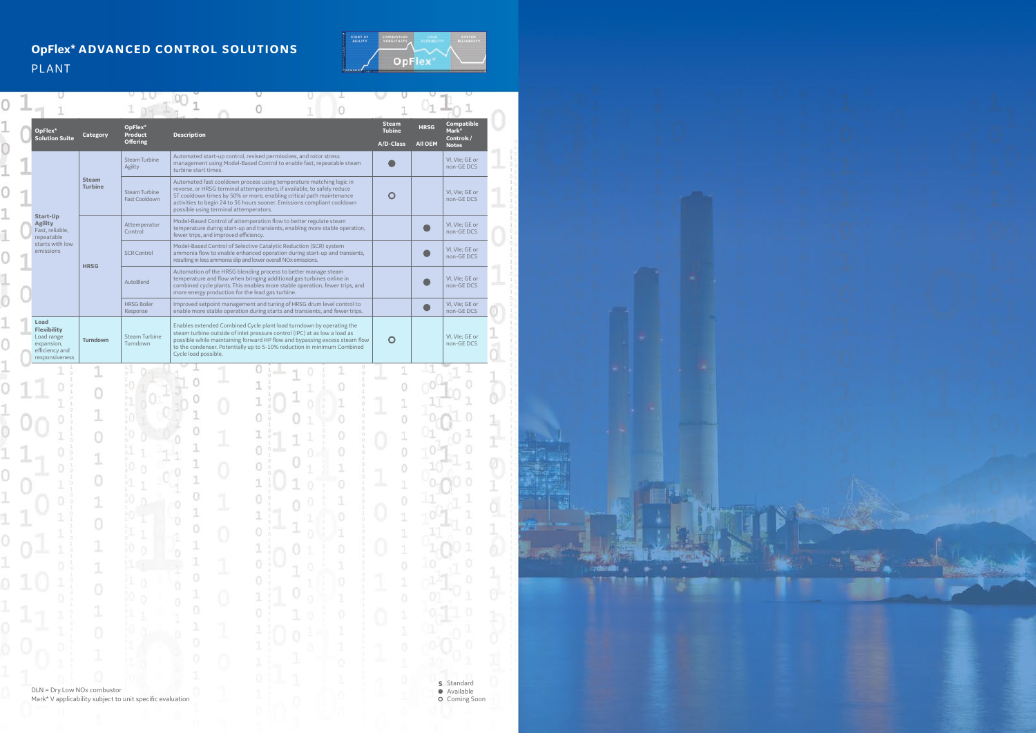# OpFlex* ADVANCED CONTROL SOLUTIONS

## PLANT

| OpFlex* Solution Suite | Category | OpFlex* Product Offering | Description | Steam Tubine A/D-Class | HRSG All OEM | Compatible Mark* Controls / Notes |
|---|---|---|---|---|---|---|
| **Start-Up Agility** Fast, reliable, repeatable starts with low emissions | **Steam Turbine** | Steam Turbine Agility | Automated start-up control, revised permissives, and rotor stress management using Model-Based Control to enable fast, repeatable steam turbine start times. | ● | | VI, VIe; GE or non-GE DCS |
| | | Steam Turbine Fast Cooldown | Automated fast cooldown process using temperature matching logic in reverse, or HRSG terminal attemperators, if available, to safely reduce ST cooldown times by 50% or more, enabling critical path maintenance activities to begin 24 to 36 hours sooner. Emissions compliant cooldown possible using terminal attemperators. | O | | VI, VIe; GE or non-GE DCS |
| | **HRSG** | Attemperator Control | Model-Based Control of attemperation flow to better regulate steam temperature during start-up and transients, enabling more stable operation, fewer trips, and improved efficiency. | | ● | VI, VIe; GE or non-GE DCS |
| | | SCR Control | Model-Based Control of Selective Catalytic Reduction (SCR) system ammonia flow to enable enhanced operation during start-up and transients, resulting in less ammonia slip and lower overall NOx emissions. | | ● | VI, VIe; GE or non-GE DCS |
| | | AutoBlend | Automation of the HRSG blending process to better manage steam temperature and flow when bringing additional gas turbines online in combined cycle plants. This enables more stable operation, fewer trips, and more energy production for the lead gas turbine. | | ● | VI, VIe; GE or non-GE DCS |
| | | HRSG Boiler Response | Improved setpoint management and tuning of HRSG drum level control to enable more stable operation during starts and transients, and fewer trips. | | ● | VI, VIe; GE or non-GE DCS |
| **Load Flexibility** Load range expansion, efficiency and responsiveness | **Turndown** | Steam Turbine Turndown | Enables extended Combined Cycle plant load turndown by operating the steam turbine outside of inlet pressure control (IPC) at as low a load as possible while maintaining forward HP flow and bypassing excess steam flow to the condenser. Potentially up to 5-10% reduction in minimum Combined Cycle load possible. | O | | VI, VIe; GE or non-GE DCS |

DLN = Dry Low NOx combustor

Mark* V applicability subject to unit specific evaluation

S Standard
● Available
O Coming Soon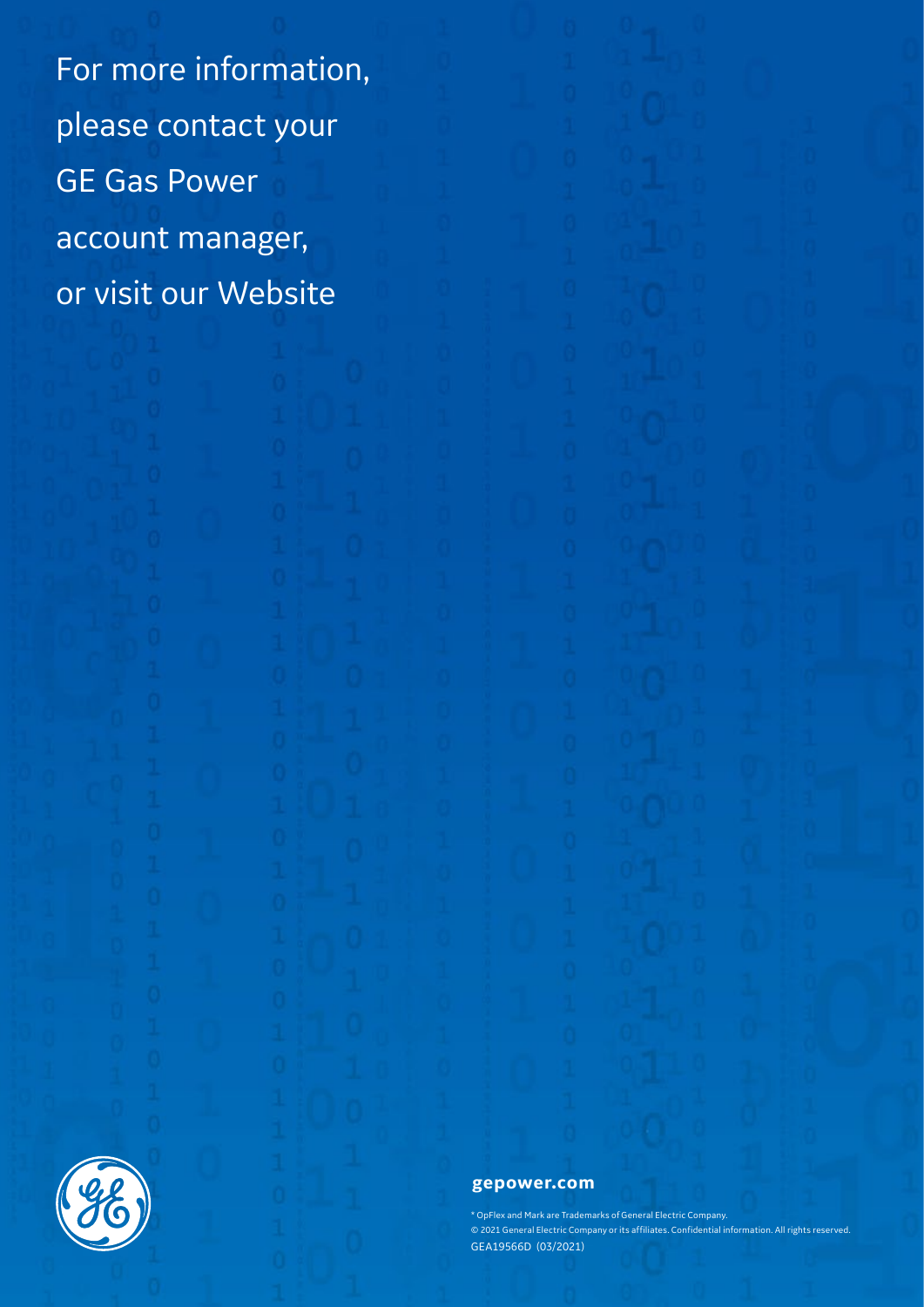For more information, please contact your GE Gas Power account manager, or visit our Website

**gepower.com**

* OpFlex and Mark are Trademarks of General Electric Company.
© 2021 General Electric Company or its affiliates. Confidential information. All rights reserved.
GEA19566D (03/2021)